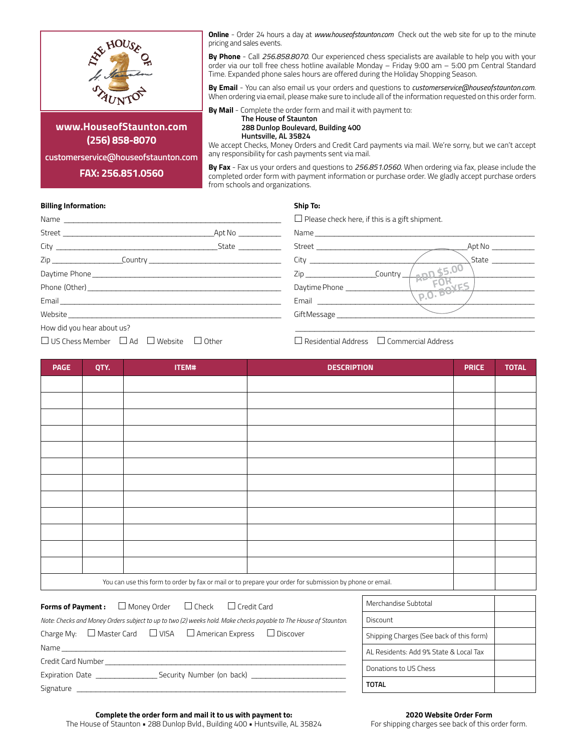**www.HouseofStaunton.com**
**(256) 858-8070**
**customerservice@houseofstaunton.com**
**FAX: 256.851.0560**

**Online** - Order 24 hours a day at *www.houseofstaunton.com* Check out the web site for up to the minute pricing and sales events.

**By Phone** - Call *256.858.8070.* Our experienced chess specialists are available to help you with your order via our toll free chess hotline available Monday – Friday 9:00 am – 5:00 pm Central Standard Time. Expanded phone sales hours are offered during the Holiday Shopping Season.

**By Email** - You can also email us your orders and questions to *customerservice@houseofstaunton.com.* When ordering via email, please make sure to include all of the information requested on this order form.

**By Mail** - Complete the order form and mail it with payment to:

**The House of Staunton**
**288 Dunlop Boulevard, Building 400**
**Huntsville, AL 35824**

We accept Checks, Money Orders and Credit Card payments via mail. We're sorry, but we can't accept any responsibility for cash payments sent via mail.

**By Fax** - Fax us your orders and questions to *256.851.0560.* When ordering via fax, please include the completed order form with payment information or purchase order. We gladly accept purchase orders from schools and organizations.

**Billing Information:**

Name ______________________________

Street ______________________ Apt No ________

City ______________________ State ________

Zip __________ Country ______________________

Daytime Phone ______________________________

Phone (Other) ______________________________

Email ______________________________

Website ______________________________

How did you hear about us?

☐ US Chess Member ☐ Ad ☐ Website ☐ Other

**Ship To:**

☐ Please check here, if this is a gift shipment.

Name ______________________________

Street ______________________ Apt No ________

City ______________________ State ________

Zip __________ Country ______________________

Daytime Phone ______________________________

Email ______________________________

Gift Message ______________________________

______________________________

☐ Residential Address ☐ Commercial Address

ADD $5.00 FOR P.O. BOXES

| PAGE | QTY. | ITEM# | DESCRIPTION | PRICE | TOTAL |
|---|---|---|---|---|---|
| | | | | | |
| | | | | | |
| | | | | | |
| | | | | | |
| | | | | | |
| | | | | | |
| | | | | | |
| | | | | | |
| | | | | | |
| | | | | | |
| | | | | | |
| | | | | | |
| You can use this form to order by fax or mail or to prepare your order for submission by phone or email. | | | | | |

**Forms of Payment :** ☐ Money Order ☐ Check ☐ Credit Card

*Note: Checks and Money Orders subject to up to two (2) weeks hold. Make checks payable to The House of Staunton.*

Charge My: ☐ Master Card ☐ VISA ☐ American Express ☐ Discover

Name ______________________________

Credit Card Number ______________________________

Expiration Date __________ Security Number (on back) __________

Signature ______________________________

| | |
|---|---|
| Merchandise Subtotal | |
| Discount | |
| Shipping Charges (See back of this form) | |
| AL Residents: Add 9% State & Local Tax | |
| Donations to US Chess | |
| **TOTAL** | |

**Complete the order form and mail it to us with payment to:**
The House of Staunton ▪ 288 Dunlop Bvld., Building 400 ▪ Huntsville, AL 35824

**2020 Website Order Form**
For shipping charges see back of this order form.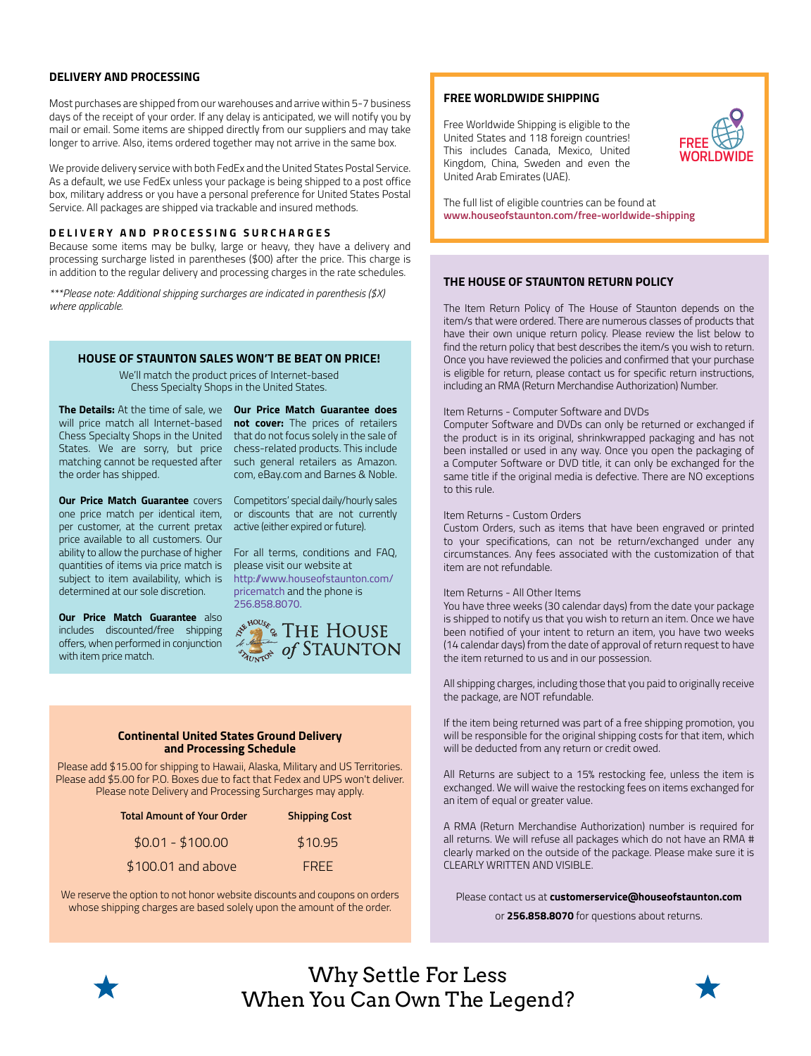## DELIVERY AND PROCESSING

Most purchases are shipped from our warehouses and arrive within 5-7 business days of the receipt of your order. If any delay is anticipated, we will notify you by mail or email. Some items are shipped directly from our suppliers and may take longer to arrive. Also, items ordered together may not arrive in the same box.

We provide delivery service with both FedEx and the United States Postal Service. As a default, we use FedEx unless your package is being shipped to a post office box, military address or you have a personal preference for United States Postal Service. All packages are shipped via trackable and insured methods.

### DELIVERY AND PROCESSING SURCHARGES

Because some items may be bulky, large or heavy, they have a delivery and processing surcharge listed in parentheses ($00) after the price. This charge is in addition to the regular delivery and processing charges in the rate schedules.

*\*\*\*Please note: Additional shipping surcharges are indicated in parenthesis ($X) where applicable.*

## HOUSE OF STAUNTON SALES WON'T BE BEAT ON PRICE!

We'll match the product prices of Internet-based Chess Specialty Shops in the United States.

**The Details:** At the time of sale, we will price match all Internet-based Chess Specialty Shops in the United States. We are sorry, but price matching cannot be requested after the order has shipped.

**Our Price Match Guarantee** covers one price match per identical item, per customer, at the current pretax price available to all customers. Our ability to allow the purchase of higher quantities of items via price match is subject to item availability, which is determined at our sole discretion.

**Our Price Match Guarantee** also includes discounted/free shipping offers, when performed in conjunction with item price match.

**Our Price Match Guarantee does not cover:** The prices of retailers that do not focus solely in the sale of chess-related products. This include such general retailers as Amazon.com, eBay.com and Barnes & Noble.

Competitors' special daily/hourly sales or discounts that are not currently active (either expired or future).

For all terms, conditions and FAQ, please visit our website at http://www.houseofstaunton.com/pricematch and the phone is 256.858.8070.

THE HOUSE of STAUNTON

## Continental United States Ground Delivery and Processing Schedule

Please add $15.00 for shipping to Hawaii, Alaska, Military and US Territories.
Please add $5.00 for P.O. Boxes due to fact that Fedex and UPS won't deliver.
Please note Delivery and Processing Surcharges may apply.

| Total Amount of Your Order | Shipping Cost |
|---|---|
| $0.01 - $100.00 | $10.95 |
| $100.01 and above | FREE |

We reserve the option to not honor website discounts and coupons on orders whose shipping charges are based solely upon the amount of the order.

## FREE WORLDWIDE SHIPPING

Free Worldwide Shipping is eligible to the United States and 118 foreign countries! This includes Canada, Mexico, United Kingdom, China, Sweden and even the United Arab Emirates (UAE).

FREE WORLDWIDE

The full list of eligible countries can be found at **www.houseofstaunton.com/free-worldwide-shipping**

## THE HOUSE OF STAUNTON RETURN POLICY

The Item Return Policy of The House of Staunton depends on the item/s that were ordered. There are numerous classes of products that have their own unique return policy. Please review the list below to find the return policy that best describes the item/s you wish to return. Once you have reviewed the policies and confirmed that your purchase is eligible for return, please contact us for specific return instructions, including an RMA (Return Merchandise Authorization) Number.

Item Returns - Computer Software and DVDs
Computer Software and DVDs can only be returned or exchanged if the product is in its original, shrinkwrapped packaging and has not been installed or used in any way. Once you open the packaging of a Computer Software or DVD title, it can only be exchanged for the same title if the original media is defective. There are NO exceptions to this rule.

Item Returns - Custom Orders
Custom Orders, such as items that have been engraved or printed to your specifications, can not be return/exchanged under any circumstances. Any fees associated with the customization of that item are not refundable.

Item Returns - All Other Items
You have three weeks (30 calendar days) from the date your package is shipped to notify us that you wish to return an item. Once we have been notified of your intent to return an item, you have two weeks (14 calendar days) from the date of approval of return request to have the item returned to us and in our possession.

All shipping charges, including those that you paid to originally receive the package, are NOT refundable.

If the item being returned was part of a free shipping promotion, you will be responsible for the original shipping costs for that item, which will be deducted from any return or credit owed.

All Returns are subject to a 15% restocking fee, unless the item is exchanged. We will waive the restocking fees on items exchanged for an item of equal or greater value.

A RMA (Return Merchandise Authorization) number is required for all returns. We will refuse all packages which do not have an RMA # clearly marked on the outside of the package. Please make sure it is CLEARLY WRITTEN AND VISIBLE.

Please contact us at **customerservice@houseofstaunton.com** or **256.858.8070** for questions about returns.

Why Settle For Less
When You Can Own The Legend?